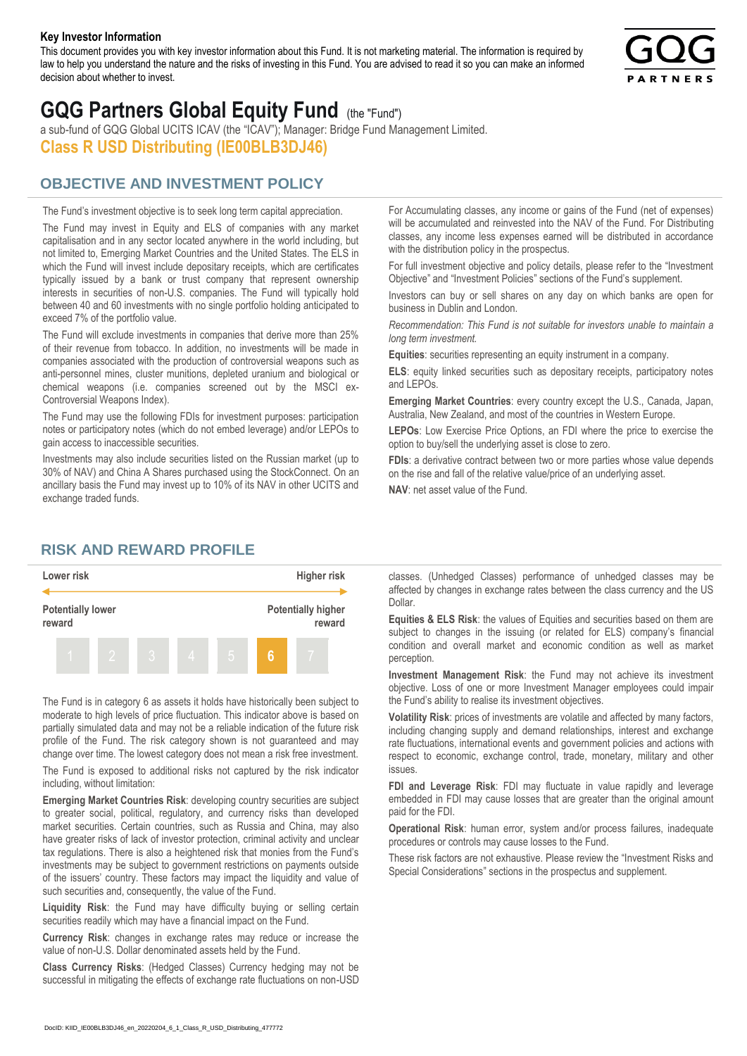**Key Investor Information**

This document provides you with key investor information about this Fund. It is not marketing material. The information is required by law to help you understand the nature and the risks of investing in this Fund. You are advised to read it so you can make an informed decision about whether to invest.

# GQG Partners Global Equity Fund (the "Fund")

a sub-fund of GQG Global UCITS ICAV (the "ICAV"); Manager: Bridge Fund Management Limited.

**Class R USD Distributing (IE00BLB3DJ46)**

## OBJECTIVE AND INVESTMENT POLICY

The Fund's investment objective is to seek long term capital appreciation.

The Fund may invest in Equity and ELS of companies with any market capitalisation and in any sector located anywhere in the world including, but not limited to, Emerging Market Countries and the United States. The ELS in which the Fund will invest include depositary receipts, which are certificates typically issued by a bank or trust company that represent ownership interests in securities of non-U.S. companies. The Fund will typically hold between 40 and 60 investments with no single portfolio holding anticipated to exceed 7% of the portfolio value.

The Fund will exclude investments in companies that derive more than 25% of their revenue from tobacco. In addition, no investments will be made in companies associated with the production of controversial weapons such as anti-personnel mines, cluster munitions, depleted uranium and biological or chemical weapons (i.e. companies screened out by the MSCI ex-Controversial Weapons Index).

The Fund may use the following FDIs for investment purposes: participation notes or participatory notes (which do not embed leverage) and/or LEPOs to gain access to inaccessible securities.

Investments may also include securities listed on the Russian market (up to 30% of NAV) and China A Shares purchased using the StockConnect. On an ancillary basis the Fund may invest up to 10% of its NAV in other UCITS and exchange traded funds.

For Accumulating classes, any income or gains of the Fund (net of expenses) will be accumulated and reinvested into the NAV of the Fund. For Distributing classes, any income less expenses earned will be distributed in accordance with the distribution policy in the prospectus.

For full investment objective and policy details, please refer to the "Investment Objective" and "Investment Policies" sections of the Fund's supplement.

Investors can buy or sell shares on any day on which banks are open for business in Dublin and London.

*Recommendation: This Fund is not suitable for investors unable to maintain a long term investment.*

**Equities**: securities representing an equity instrument in a company.

**ELS**: equity linked securities such as depositary receipts, participatory notes and LEPOs.

**Emerging Market Countries**: every country except the U.S., Canada, Japan, Australia, New Zealand, and most of the countries in Western Europe.

**LEPOs**: Low Exercise Price Options, an FDI where the price to exercise the option to buy/sell the underlying asset is close to zero.

**FDIs**: a derivative contract between two or more parties whose value depends on the rise and fall of the relative value/price of an underlying asset.

**NAV**: net asset value of the Fund.

## RISK AND REWARD PROFILE

| Lower risk | | | | | | Higher risk |
|---|---|---|---|---|---|---|
| Potentially lower reward | | | | | | Potentially higher reward |
| 1 | 2 | 3 | 4 | 5 | **6** | 7 |

The Fund is in category 6 as assets it holds have historically been subject to moderate to high levels of price fluctuation. This indicator above is based on partially simulated data and may not be a reliable indication of the future risk profile of the Fund. The risk category shown is not guaranteed and may change over time. The lowest category does not mean a risk free investment.

The Fund is exposed to additional risks not captured by the risk indicator including, without limitation:

**Emerging Market Countries Risk**: developing country securities are subject to greater social, political, regulatory, and currency risks than developed market securities. Certain countries, such as Russia and China, may also have greater risks of lack of investor protection, criminal activity and unclear tax regulations. There is also a heightened risk that monies from the Fund's investments may be subject to government restrictions on payments outside of the issuers' country. These factors may impact the liquidity and value of such securities and, consequently, the value of the Fund.

**Liquidity Risk**: the Fund may have difficulty buying or selling certain securities readily which may have a financial impact on the Fund.

**Currency Risk**: changes in exchange rates may reduce or increase the value of non-U.S. Dollar denominated assets held by the Fund.

**Class Currency Risks**: (Hedged Classes) Currency hedging may not be successful in mitigating the effects of exchange rate fluctuations on non-USD classes. (Unhedged Classes) performance of unhedged classes may be affected by changes in exchange rates between the class currency and the US Dollar.

**Equities & ELS Risk**: the values of Equities and securities based on them are subject to changes in the issuing (or related for ELS) company's financial condition and overall market and economic condition as well as market perception.

**Investment Management Risk**: the Fund may not achieve its investment objective. Loss of one or more Investment Manager employees could impair the Fund's ability to realise its investment objectives.

**Volatility Risk**: prices of investments are volatile and affected by many factors, including changing supply and demand relationships, interest and exchange rate fluctuations, international events and government policies and actions with respect to economic, exchange control, trade, monetary, military and other issues.

**FDI and Leverage Risk**: FDI may fluctuate in value rapidly and leverage embedded in FDI may cause losses that are greater than the original amount paid for the FDI.

**Operational Risk**: human error, system and/or process failures, inadequate procedures or controls may cause losses to the Fund.

These risk factors are not exhaustive. Please review the "Investment Risks and Special Considerations" sections in the prospectus and supplement.

DocID: KIID_IE00BLB3DJ46_en_20220204_6_1_Class_R_USD_Distributing_477772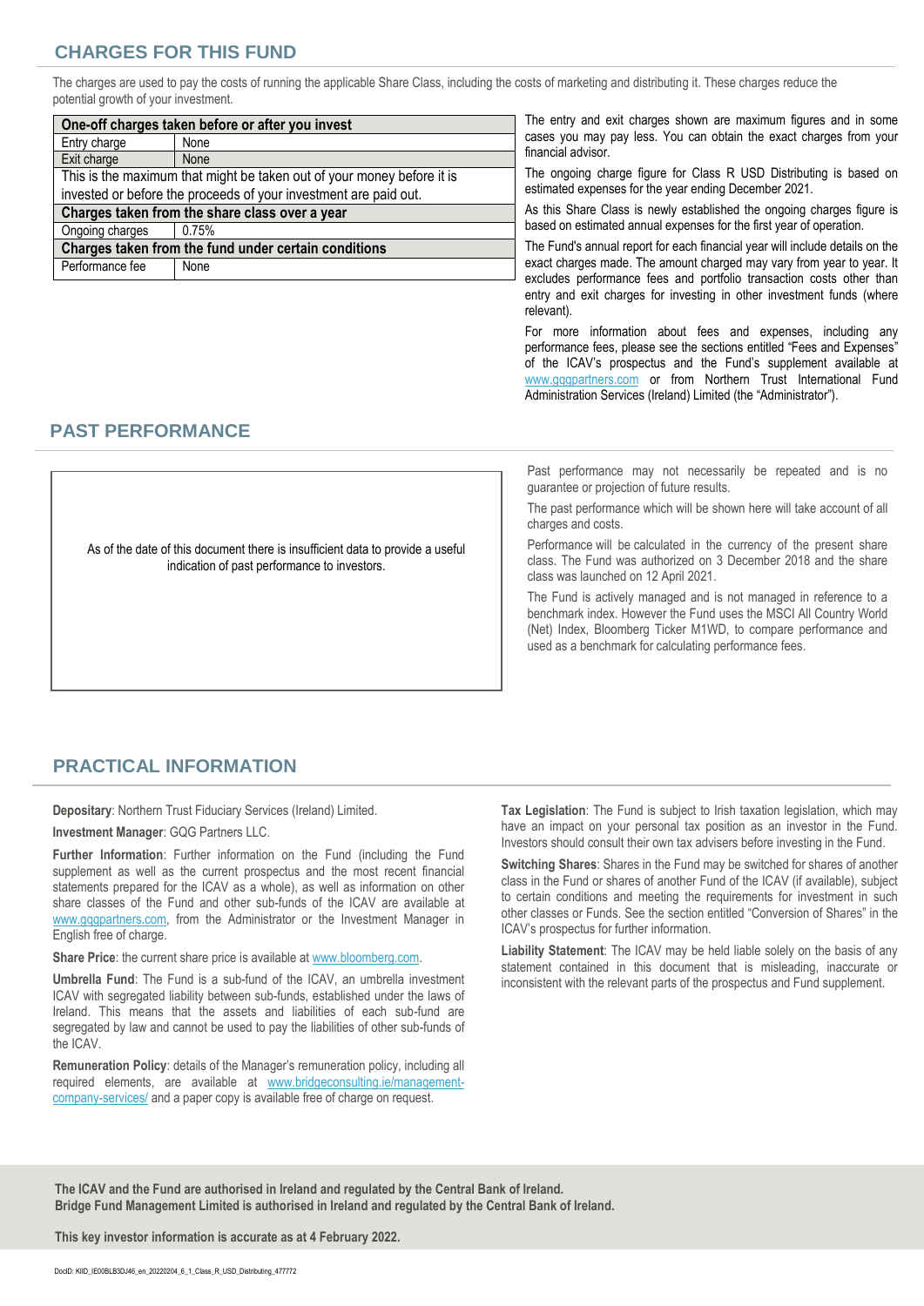## CHARGES FOR THIS FUND

The charges are used to pay the costs of running the applicable Share Class, including the costs of marketing and distributing it. These charges reduce the potential growth of your investment.

| One-off charges taken before or after you invest | |
|---|---|
| Entry charge | None |
| Exit charge | None |
| This is the maximum that might be taken out of your money before it is invested or before the proceeds of your investment are paid out. | |
| **Charges taken from the share class over a year** | |
| Ongoing charges | 0.75% |
| **Charges taken from the fund under certain conditions** | |
| Performance fee | None |

The entry and exit charges shown are maximum figures and in some cases you may pay less. You can obtain the exact charges from your financial advisor.

The ongoing charge figure for Class R USD Distributing is based on estimated expenses for the year ending December 2021.

As this Share Class is newly established the ongoing charges figure is based on estimated annual expenses for the first year of operation.

The Fund's annual report for each financial year will include details on the exact charges made. The amount charged may vary from year to year. It excludes performance fees and portfolio transaction costs other than entry and exit charges for investing in other investment funds (where relevant).

For more information about fees and expenses, including any performance fees, please see the sections entitled "Fees and Expenses" of the ICAV's prospectus and the Fund's supplement available at www.gqgpartners.com or from Northern Trust International Fund Administration Services (Ireland) Limited (the "Administrator").

## PAST PERFORMANCE

As of the date of this document there is insufficient data to provide a useful indication of past performance to investors.

Past performance may not necessarily be repeated and is no guarantee or projection of future results.

The past performance which will be shown here will take account of all charges and costs.

Performance will be calculated in the currency of the present share class. The Fund was authorized on 3 December 2018 and the share class was launched on 12 April 2021.

The Fund is actively managed and is not managed in reference to a benchmark index. However the Fund uses the MSCI All Country World (Net) Index, Bloomberg Ticker M1WD, to compare performance and used as a benchmark for calculating performance fees.

## PRACTICAL INFORMATION

**Depositary**: Northern Trust Fiduciary Services (Ireland) Limited.

**Investment Manager**: GQG Partners LLC.

**Further Information**: Further information on the Fund (including the Fund supplement as well as the current prospectus and the most recent financial statements prepared for the ICAV as a whole), as well as information on other share classes of the Fund and other sub-funds of the ICAV are available at www.gqgpartners.com, from the Administrator or the Investment Manager in English free of charge.

**Share Price**: the current share price is available at www.bloomberg.com.

**Umbrella Fund**: The Fund is a sub-fund of the ICAV, an umbrella investment ICAV with segregated liability between sub-funds, established under the laws of Ireland. This means that the assets and liabilities of each sub-fund are segregated by law and cannot be used to pay the liabilities of other sub-funds of the ICAV.

**Remuneration Policy**: details of the Manager's remuneration policy, including all required elements, are available at www.bridgeconsulting.ie/management-company-services/ and a paper copy is available free of charge on request.

**Tax Legislation**: The Fund is subject to Irish taxation legislation, which may have an impact on your personal tax position as an investor in the Fund. Investors should consult their own tax advisers before investing in the Fund.

**Switching Shares**: Shares in the Fund may be switched for shares of another class in the Fund or shares of another Fund of the ICAV (if available), subject to certain conditions and meeting the requirements for investment in such other classes or Funds. See the section entitled "Conversion of Shares" in the ICAV's prospectus for further information.

**Liability Statement**: The ICAV may be held liable solely on the basis of any statement contained in this document that is misleading, inaccurate or inconsistent with the relevant parts of the prospectus and Fund supplement.

**The ICAV and the Fund are authorised in Ireland and regulated by the Central Bank of Ireland.**
**Bridge Fund Management Limited is authorised in Ireland and regulated by the Central Bank of Ireland.**

**This key investor information is accurate as at 4 February 2022.**

DocID: KIID_IE00BLB3DJ46_en_20220204_6_1_Class_R_USD_Distributing_477772